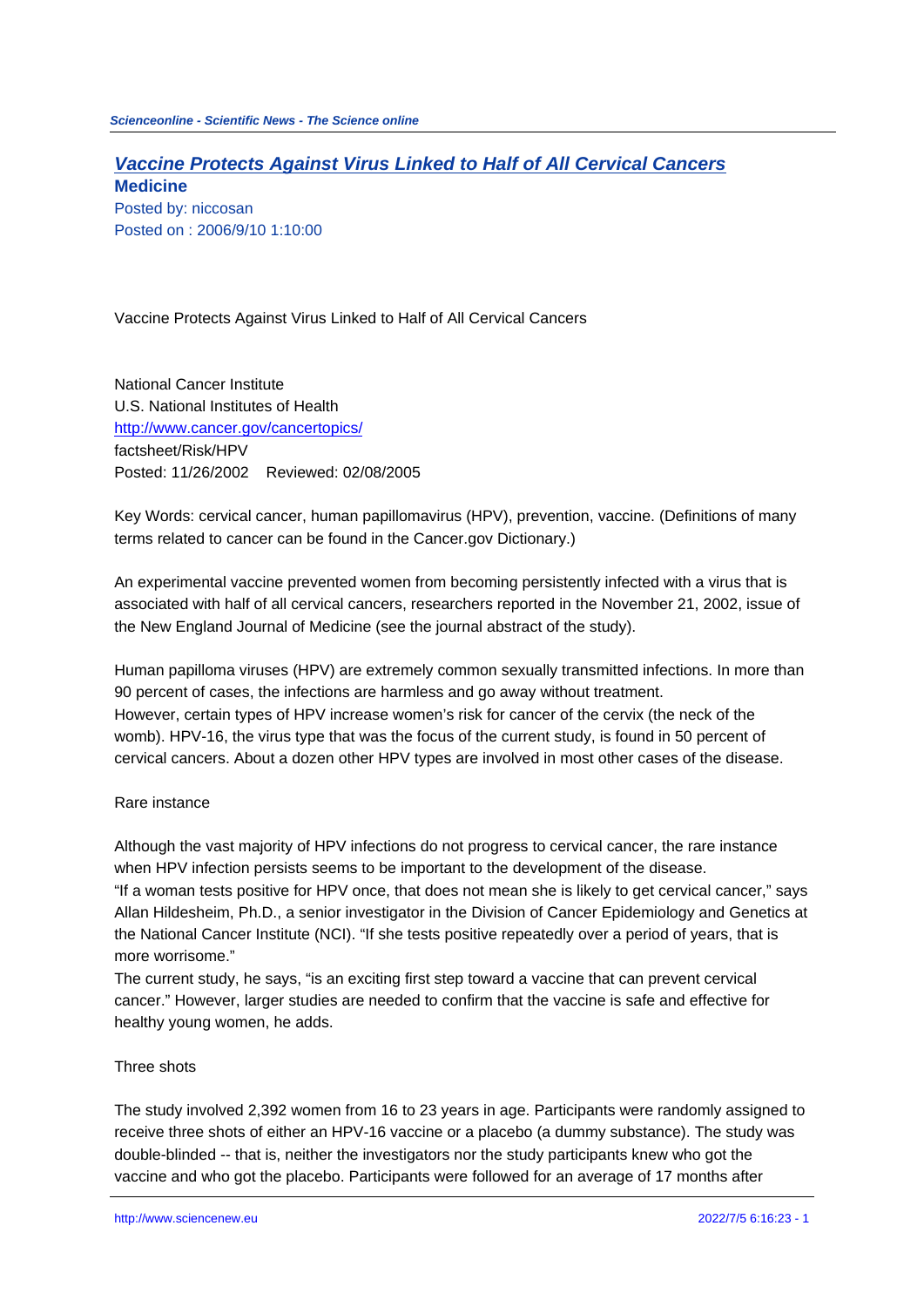Sciencenline - Scientific News - The Science online

# [Vaccine Protects Against Virus Linked to Half of All Cervical Cancers](#)

**Medicine**

Posted by: niccosan
Posted on : 2006/9/10 1:10:00

Vaccine Protects Against Virus Linked to Half of All Cervical Cancers

National Cancer Institute
U.S. National Institutes of Health
http://www.cancer.gov/cancertopics/
factsheet/Risk/HPV
Posted: 11/26/2002    Reviewed: 02/08/2005

Key Words: cervical cancer, human papillomavirus (HPV), prevention, vaccine. (Definitions of many terms related to cancer can be found in the Cancer.gov Dictionary.)

An experimental vaccine prevented women from becoming persistently infected with a virus that is associated with half of all cervical cancers, researchers reported in the November 21, 2002, issue of the New England Journal of Medicine (see the journal abstract of the study).

Human papilloma viruses (HPV) are extremely common sexually transmitted infections. In more than 90 percent of cases, the infections are harmless and go away without treatment.
However, certain types of HPV increase women's risk for cancer of the cervix (the neck of the womb). HPV-16, the virus type that was the focus of the current study, is found in 50 percent of cervical cancers. About a dozen other HPV types are involved in most other cases of the disease.

## Rare instance

Although the vast majority of HPV infections do not progress to cervical cancer, the rare instance when HPV infection persists seems to be important to the development of the disease.
"If a woman tests positive for HPV once, that does not mean she is likely to get cervical cancer," says Allan Hildesheim, Ph.D., a senior investigator in the Division of Cancer Epidemiology and Genetics at the National Cancer Institute (NCI). "If she tests positive repeatedly over a period of years, that is more worrisome."
The current study, he says, "is an exciting first step toward a vaccine that can prevent cervical cancer." However, larger studies are needed to confirm that the vaccine is safe and effective for healthy young women, he adds.

## Three shots

The study involved 2,392 women from 16 to 23 years in age. Participants were randomly assigned to receive three shots of either an HPV-16 vaccine or a placebo (a dummy substance). The study was double-blinded -- that is, neither the investigators nor the study participants knew who got the vaccine and who got the placebo. Participants were followed for an average of 17 months after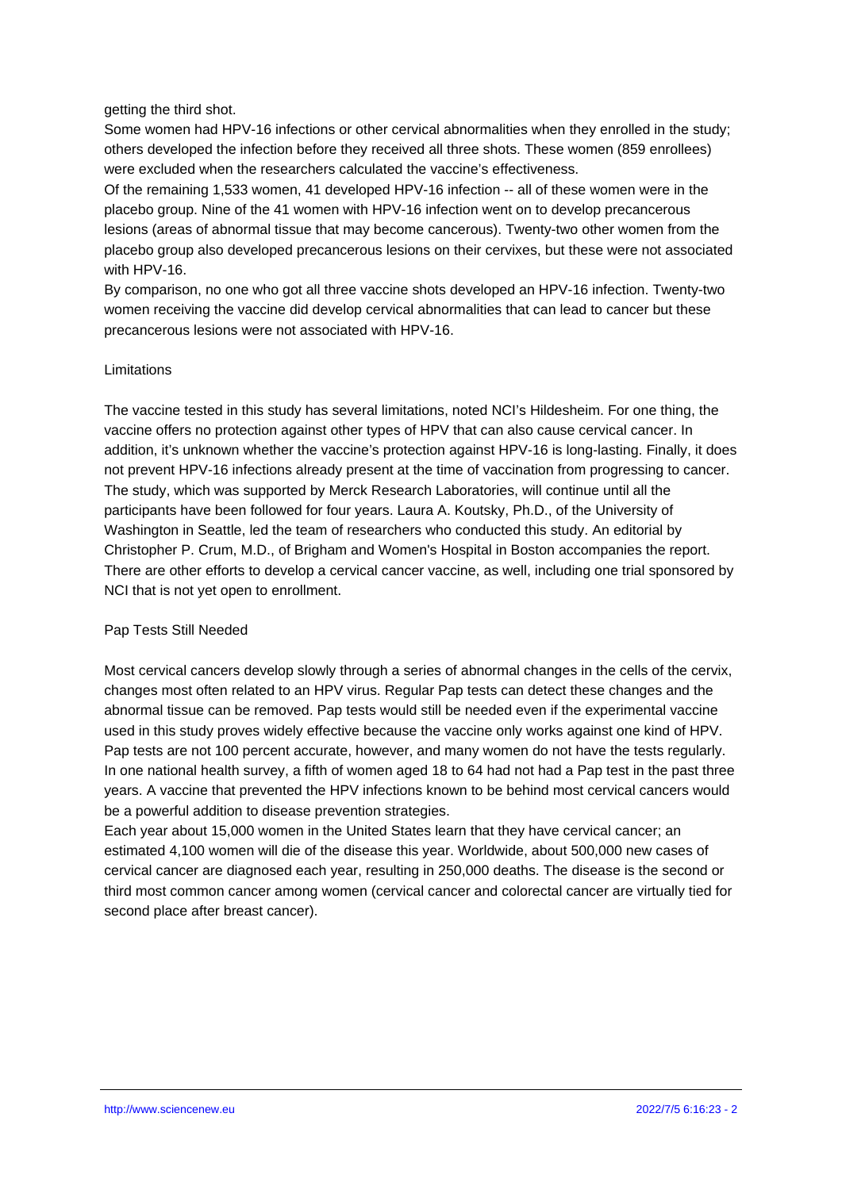getting the third shot.

Some women had HPV-16 infections or other cervical abnormalities when they enrolled in the study; others developed the infection before they received all three shots. These women (859 enrollees) were excluded when the researchers calculated the vaccine's effectiveness.

Of the remaining 1,533 women, 41 developed HPV-16 infection -- all of these women were in the placebo group. Nine of the 41 women with HPV-16 infection went on to develop precancerous lesions (areas of abnormal tissue that may become cancerous). Twenty-two other women from the placebo group also developed precancerous lesions on their cervixes, but these were not associated with HPV-16.

By comparison, no one who got all three vaccine shots developed an HPV-16 infection. Twenty-two women receiving the vaccine did develop cervical abnormalities that can lead to cancer but these precancerous lesions were not associated with HPV-16.

## Limitations

The vaccine tested in this study has several limitations, noted NCI's Hildesheim. For one thing, the vaccine offers no protection against other types of HPV that can also cause cervical cancer. In addition, it's unknown whether the vaccine's protection against HPV-16 is long-lasting. Finally, it does not prevent HPV-16 infections already present at the time of vaccination from progressing to cancer.

The study, which was supported by Merck Research Laboratories, will continue until all the participants have been followed for four years. Laura A. Koutsky, Ph.D., of the University of Washington in Seattle, led the team of researchers who conducted this study. An editorial by Christopher P. Crum, M.D., of Brigham and Women's Hospital in Boston accompanies the report.

There are other efforts to develop a cervical cancer vaccine, as well, including one trial sponsored by NCI that is not yet open to enrollment.

## Pap Tests Still Needed

Most cervical cancers develop slowly through a series of abnormal changes in the cells of the cervix, changes most often related to an HPV virus. Regular Pap tests can detect these changes and the abnormal tissue can be removed. Pap tests would still be needed even if the experimental vaccine used in this study proves widely effective because the vaccine only works against one kind of HPV. Pap tests are not 100 percent accurate, however, and many women do not have the tests regularly. In one national health survey, a fifth of women aged 18 to 64 had not had a Pap test in the past three years. A vaccine that prevented the HPV infections known to be behind most cervical cancers would be a powerful addition to disease prevention strategies.

Each year about 15,000 women in the United States learn that they have cervical cancer; an estimated 4,100 women will die of the disease this year. Worldwide, about 500,000 new cases of cervical cancer are diagnosed each year, resulting in 250,000 deaths. The disease is the second or third most common cancer among women (cervical cancer and colorectal cancer are virtually tied for second place after breast cancer).